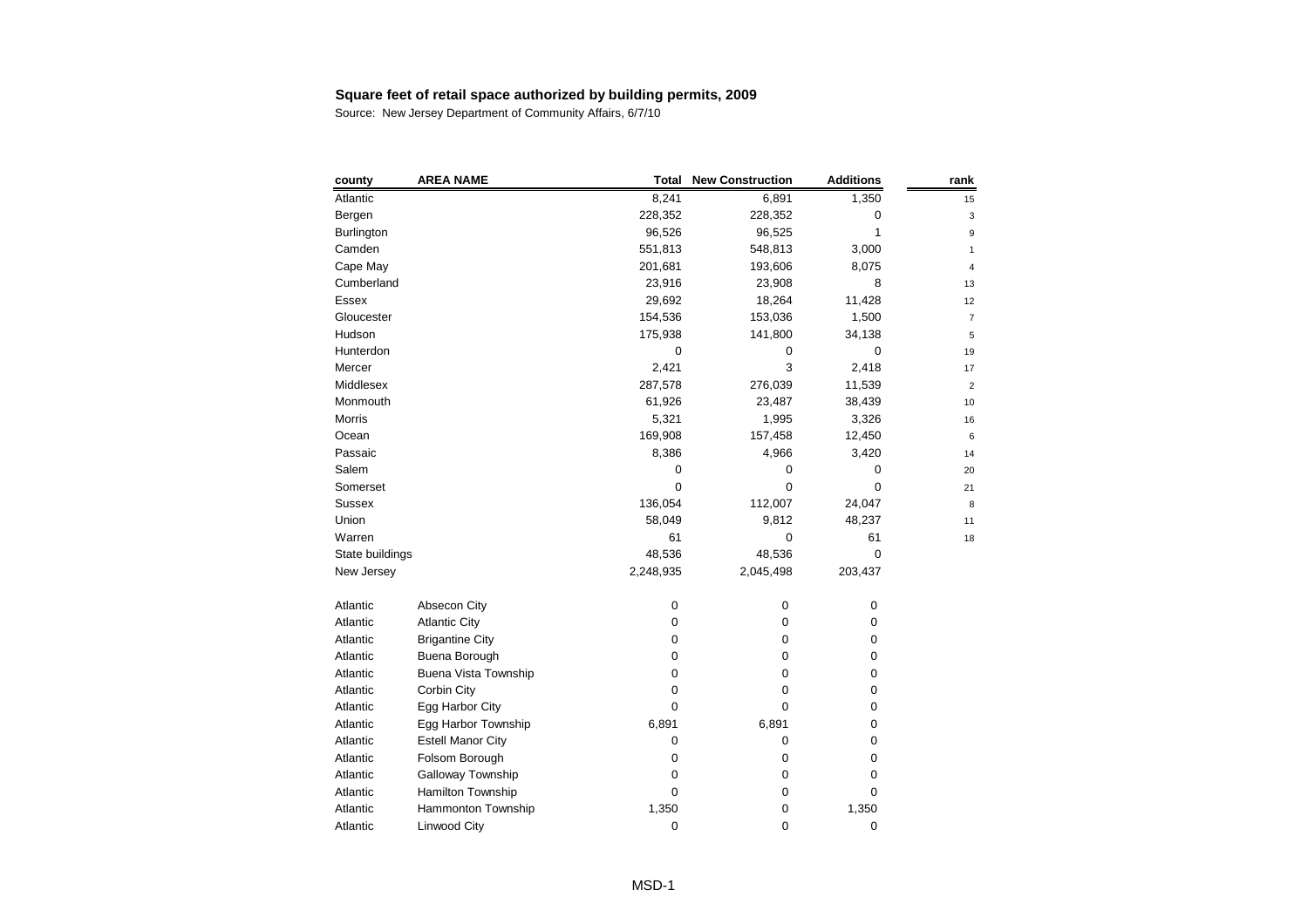# Square feet of retail space authorized by building permits, 2009

Source: New Jersey Department of Community Affairs, 6/7/10

| county | AREA NAME | Total | New Construction | Additions | rank |
|---|---|---|---|---|---|
| Atlantic | | 8,241 | 6,891 | 1,350 | 15 |
| Bergen | | 228,352 | 228,352 | 0 | 3 |
| Burlington | | 96,526 | 96,525 | 1 | 9 |
| Camden | | 551,813 | 548,813 | 3,000 | 1 |
| Cape May | | 201,681 | 193,606 | 8,075 | 4 |
| Cumberland | | 23,916 | 23,908 | 8 | 13 |
| Essex | | 29,692 | 18,264 | 11,428 | 12 |
| Gloucester | | 154,536 | 153,036 | 1,500 | 7 |
| Hudson | | 175,938 | 141,800 | 34,138 | 5 |
| Hunterdon | | 0 | 0 | 0 | 19 |
| Mercer | | 2,421 | 3 | 2,418 | 17 |
| Middlesex | | 287,578 | 276,039 | 11,539 | 2 |
| Monmouth | | 61,926 | 23,487 | 38,439 | 10 |
| Morris | | 5,321 | 1,995 | 3,326 | 16 |
| Ocean | | 169,908 | 157,458 | 12,450 | 6 |
| Passaic | | 8,386 | 4,966 | 3,420 | 14 |
| Salem | | 0 | 0 | 0 | 20 |
| Somerset | | 0 | 0 | 0 | 21 |
| Sussex | | 136,054 | 112,007 | 24,047 | 8 |
| Union | | 58,049 | 9,812 | 48,237 | 11 |
| Warren | | 61 | 0 | 61 | 18 |
| State buildings | | 48,536 | 48,536 | 0 | |
| New Jersey | | 2,248,935 | 2,045,498 | 203,437 | |
| | | | | | |
| Atlantic | Absecon City | 0 | 0 | 0 | |
| Atlantic | Atlantic City | 0 | 0 | 0 | |
| Atlantic | Brigantine City | 0 | 0 | 0 | |
| Atlantic | Buena Borough | 0 | 0 | 0 | |
| Atlantic | Buena Vista Township | 0 | 0 | 0 | |
| Atlantic | Corbin City | 0 | 0 | 0 | |
| Atlantic | Egg Harbor City | 0 | 0 | 0 | |
| Atlantic | Egg Harbor Township | 6,891 | 6,891 | 0 | |
| Atlantic | Estell Manor City | 0 | 0 | 0 | |
| Atlantic | Folsom Borough | 0 | 0 | 0 | |
| Atlantic | Galloway Township | 0 | 0 | 0 | |
| Atlantic | Hamilton Township | 0 | 0 | 0 | |
| Atlantic | Hammonton Township | 1,350 | 0 | 1,350 | |
| Atlantic | Linwood City | 0 | 0 | 0 | |

MSD-1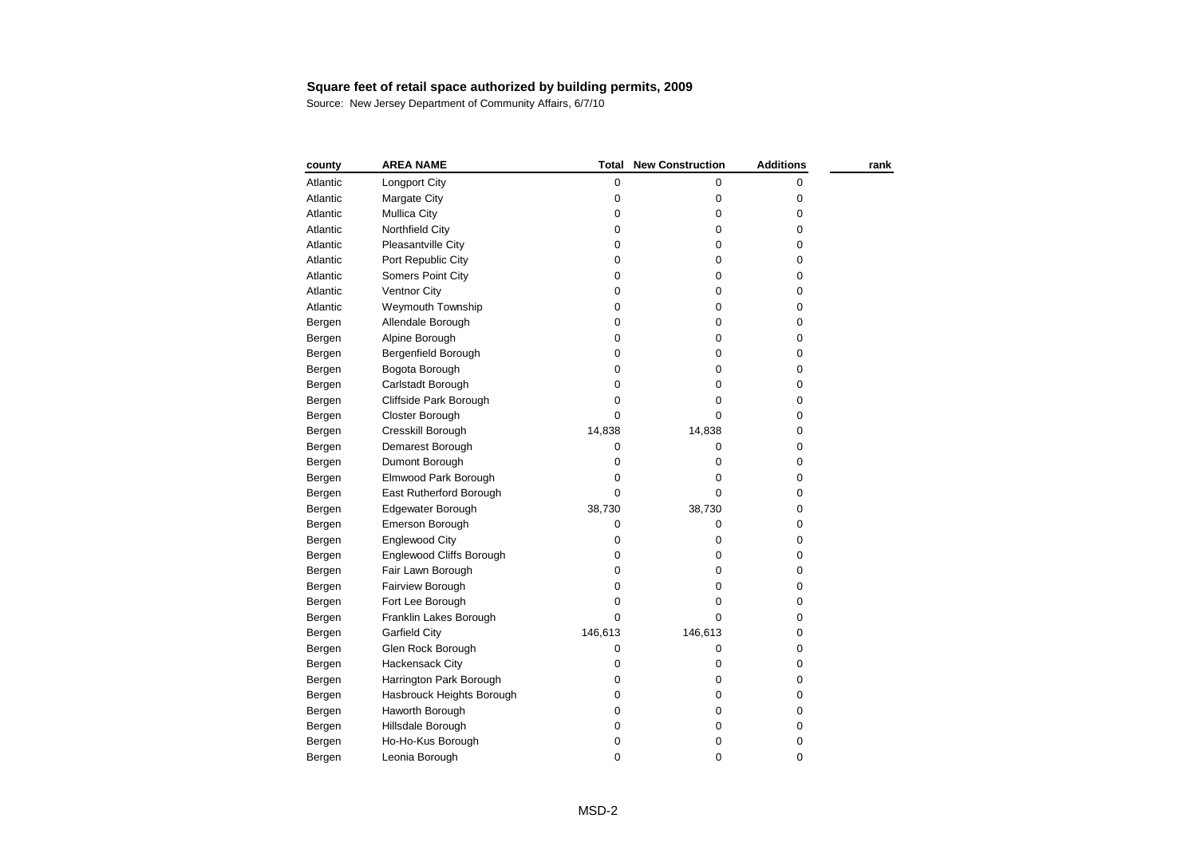**Square feet of retail space authorized by building permits, 2009**

Source: New Jersey Department of Community Affairs, 6/7/10

| county | AREA NAME | Total | New Construction | Additions | rank |
|---|---|---|---|---|---|
| Atlantic | Longport City | 0 | 0 | 0 | |
| Atlantic | Margate City | 0 | 0 | 0 | |
| Atlantic | Mullica City | 0 | 0 | 0 | |
| Atlantic | Northfield City | 0 | 0 | 0 | |
| Atlantic | Pleasantville City | 0 | 0 | 0 | |
| Atlantic | Port Republic City | 0 | 0 | 0 | |
| Atlantic | Somers Point City | 0 | 0 | 0 | |
| Atlantic | Ventnor City | 0 | 0 | 0 | |
| Atlantic | Weymouth Township | 0 | 0 | 0 | |
| Bergen | Allendale Borough | 0 | 0 | 0 | |
| Bergen | Alpine Borough | 0 | 0 | 0 | |
| Bergen | Bergenfield Borough | 0 | 0 | 0 | |
| Bergen | Bogota Borough | 0 | 0 | 0 | |
| Bergen | Carlstadt Borough | 0 | 0 | 0 | |
| Bergen | Cliffside Park Borough | 0 | 0 | 0 | |
| Bergen | Closter Borough | 0 | 0 | 0 | |
| Bergen | Cresskill Borough | 14,838 | 14,838 | 0 | |
| Bergen | Demarest Borough | 0 | 0 | 0 | |
| Bergen | Dumont Borough | 0 | 0 | 0 | |
| Bergen | Elmwood Park Borough | 0 | 0 | 0 | |
| Bergen | East Rutherford Borough | 0 | 0 | 0 | |
| Bergen | Edgewater Borough | 38,730 | 38,730 | 0 | |
| Bergen | Emerson Borough | 0 | 0 | 0 | |
| Bergen | Englewood City | 0 | 0 | 0 | |
| Bergen | Englewood Cliffs Borough | 0 | 0 | 0 | |
| Bergen | Fair Lawn Borough | 0 | 0 | 0 | |
| Bergen | Fairview Borough | 0 | 0 | 0 | |
| Bergen | Fort Lee Borough | 0 | 0 | 0 | |
| Bergen | Franklin Lakes Borough | 0 | 0 | 0 | |
| Bergen | Garfield City | 146,613 | 146,613 | 0 | |
| Bergen | Glen Rock Borough | 0 | 0 | 0 | |
| Bergen | Hackensack City | 0 | 0 | 0 | |
| Bergen | Harrington Park Borough | 0 | 0 | 0 | |
| Bergen | Hasbrouck Heights Borough | 0 | 0 | 0 | |
| Bergen | Haworth Borough | 0 | 0 | 0 | |
| Bergen | Hillsdale Borough | 0 | 0 | 0 | |
| Bergen | Ho-Ho-Kus Borough | 0 | 0 | 0 | |
| Bergen | Leonia Borough | 0 | 0 | 0 | |

MSD-2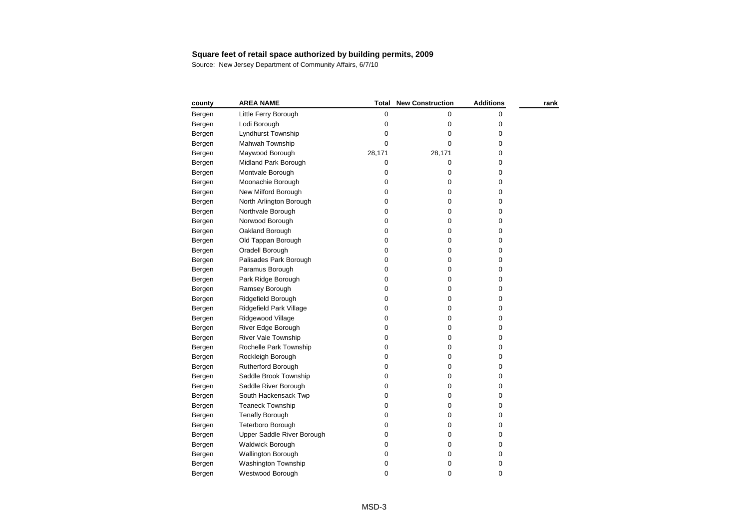## Square feet of retail space authorized by building permits, 2009

Source: New Jersey Department of Community Affairs, 6/7/10

| county | AREA NAME | Total | New Construction | Additions | rank |
|---|---|---|---|---|---|
| Bergen | Little Ferry Borough | 0 | 0 | 0 | |
| Bergen | Lodi Borough | 0 | 0 | 0 | |
| Bergen | Lyndhurst Township | 0 | 0 | 0 | |
| Bergen | Mahwah Township | 0 | 0 | 0 | |
| Bergen | Maywood Borough | 28,171 | 28,171 | 0 | |
| Bergen | Midland Park Borough | 0 | 0 | 0 | |
| Bergen | Montvale Borough | 0 | 0 | 0 | |
| Bergen | Moonachie Borough | 0 | 0 | 0 | |
| Bergen | New Milford Borough | 0 | 0 | 0 | |
| Bergen | North Arlington Borough | 0 | 0 | 0 | |
| Bergen | Northvale Borough | 0 | 0 | 0 | |
| Bergen | Norwood Borough | 0 | 0 | 0 | |
| Bergen | Oakland Borough | 0 | 0 | 0 | |
| Bergen | Old Tappan Borough | 0 | 0 | 0 | |
| Bergen | Oradell Borough | 0 | 0 | 0 | |
| Bergen | Palisades Park Borough | 0 | 0 | 0 | |
| Bergen | Paramus Borough | 0 | 0 | 0 | |
| Bergen | Park Ridge Borough | 0 | 0 | 0 | |
| Bergen | Ramsey Borough | 0 | 0 | 0 | |
| Bergen | Ridgefield Borough | 0 | 0 | 0 | |
| Bergen | Ridgefield Park Village | 0 | 0 | 0 | |
| Bergen | Ridgewood Village | 0 | 0 | 0 | |
| Bergen | River Edge Borough | 0 | 0 | 0 | |
| Bergen | River Vale Township | 0 | 0 | 0 | |
| Bergen | Rochelle Park Township | 0 | 0 | 0 | |
| Bergen | Rockleigh Borough | 0 | 0 | 0 | |
| Bergen | Rutherford Borough | 0 | 0 | 0 | |
| Bergen | Saddle Brook Township | 0 | 0 | 0 | |
| Bergen | Saddle River Borough | 0 | 0 | 0 | |
| Bergen | South Hackensack Twp | 0 | 0 | 0 | |
| Bergen | Teaneck Township | 0 | 0 | 0 | |
| Bergen | Tenafly Borough | 0 | 0 | 0 | |
| Bergen | Teterboro Borough | 0 | 0 | 0 | |
| Bergen | Upper Saddle River Borough | 0 | 0 | 0 | |
| Bergen | Waldwick Borough | 0 | 0 | 0 | |
| Bergen | Wallington Borough | 0 | 0 | 0 | |
| Bergen | Washington Township | 0 | 0 | 0 | |
| Bergen | Westwood Borough | 0 | 0 | 0 | |

MSD-3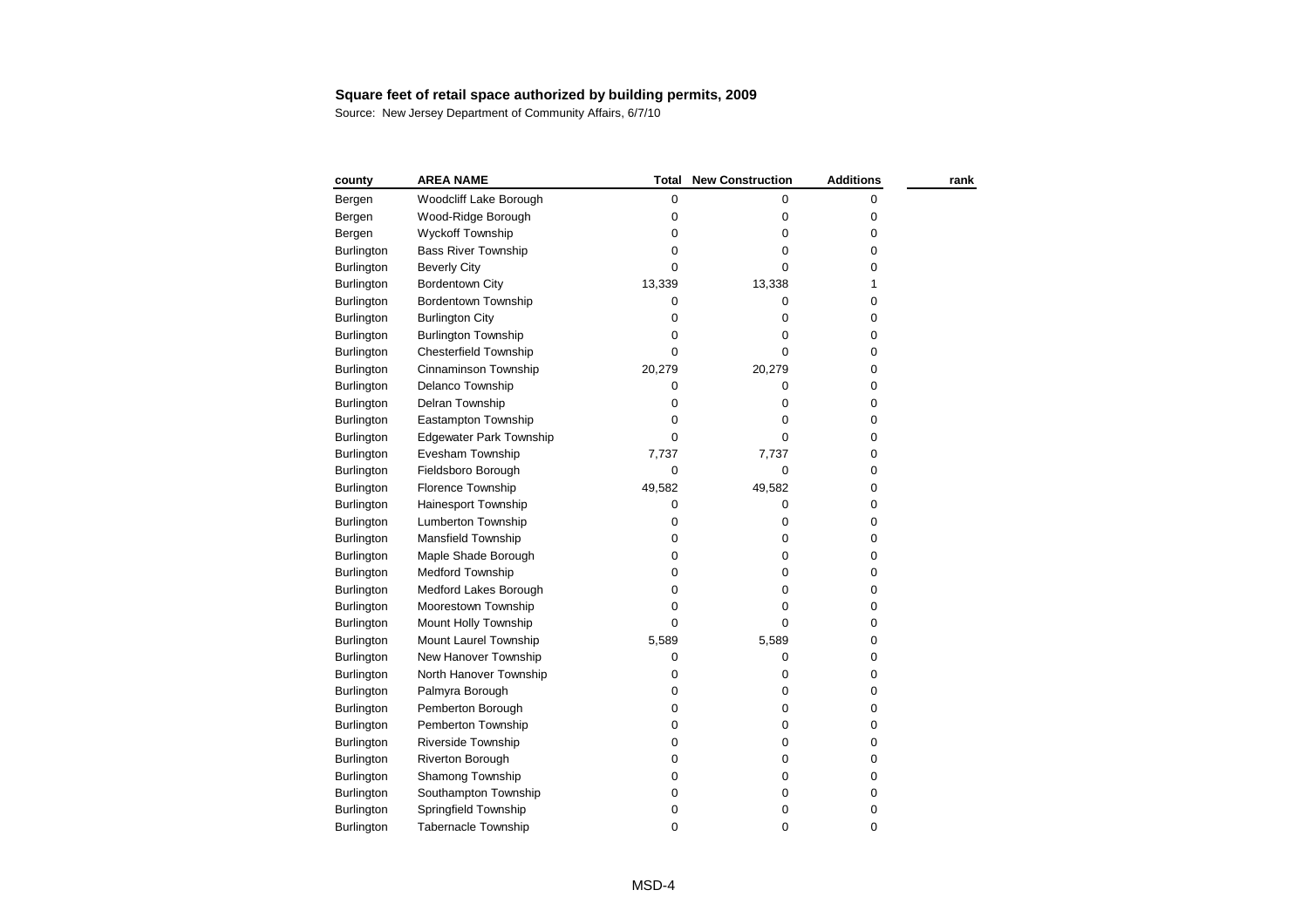**Square feet of retail space authorized by building permits, 2009**

Source: New Jersey Department of Community Affairs, 6/7/10

| county | AREA NAME | Total | New Construction | Additions | rank |
|---|---|---|---|---|---|
| Bergen | Woodcliff Lake Borough | 0 | 0 | 0 | |
| Bergen | Wood-Ridge Borough | 0 | 0 | 0 | |
| Bergen | Wyckoff Township | 0 | 0 | 0 | |
| Burlington | Bass River Township | 0 | 0 | 0 | |
| Burlington | Beverly City | 0 | 0 | 0 | |
| Burlington | Bordentown City | 13,339 | 13,338 | 1 | |
| Burlington | Bordentown Township | 0 | 0 | 0 | |
| Burlington | Burlington City | 0 | 0 | 0 | |
| Burlington | Burlington Township | 0 | 0 | 0 | |
| Burlington | Chesterfield Township | 0 | 0 | 0 | |
| Burlington | Cinnaminson Township | 20,279 | 20,279 | 0 | |
| Burlington | Delanco Township | 0 | 0 | 0 | |
| Burlington | Delran Township | 0 | 0 | 0 | |
| Burlington | Eastampton Township | 0 | 0 | 0 | |
| Burlington | Edgewater Park Township | 0 | 0 | 0 | |
| Burlington | Evesham Township | 7,737 | 7,737 | 0 | |
| Burlington | Fieldsboro Borough | 0 | 0 | 0 | |
| Burlington | Florence Township | 49,582 | 49,582 | 0 | |
| Burlington | Hainesport Township | 0 | 0 | 0 | |
| Burlington | Lumberton Township | 0 | 0 | 0 | |
| Burlington | Mansfield Township | 0 | 0 | 0 | |
| Burlington | Maple Shade Borough | 0 | 0 | 0 | |
| Burlington | Medford Township | 0 | 0 | 0 | |
| Burlington | Medford Lakes Borough | 0 | 0 | 0 | |
| Burlington | Moorestown Township | 0 | 0 | 0 | |
| Burlington | Mount Holly Township | 0 | 0 | 0 | |
| Burlington | Mount Laurel Township | 5,589 | 5,589 | 0 | |
| Burlington | New Hanover Township | 0 | 0 | 0 | |
| Burlington | North Hanover Township | 0 | 0 | 0 | |
| Burlington | Palmyra Borough | 0 | 0 | 0 | |
| Burlington | Pemberton Borough | 0 | 0 | 0 | |
| Burlington | Pemberton Township | 0 | 0 | 0 | |
| Burlington | Riverside Township | 0 | 0 | 0 | |
| Burlington | Riverton Borough | 0 | 0 | 0 | |
| Burlington | Shamong Township | 0 | 0 | 0 | |
| Burlington | Southampton Township | 0 | 0 | 0 | |
| Burlington | Springfield Township | 0 | 0 | 0 | |
| Burlington | Tabernacle Township | 0 | 0 | 0 | |

MSD-4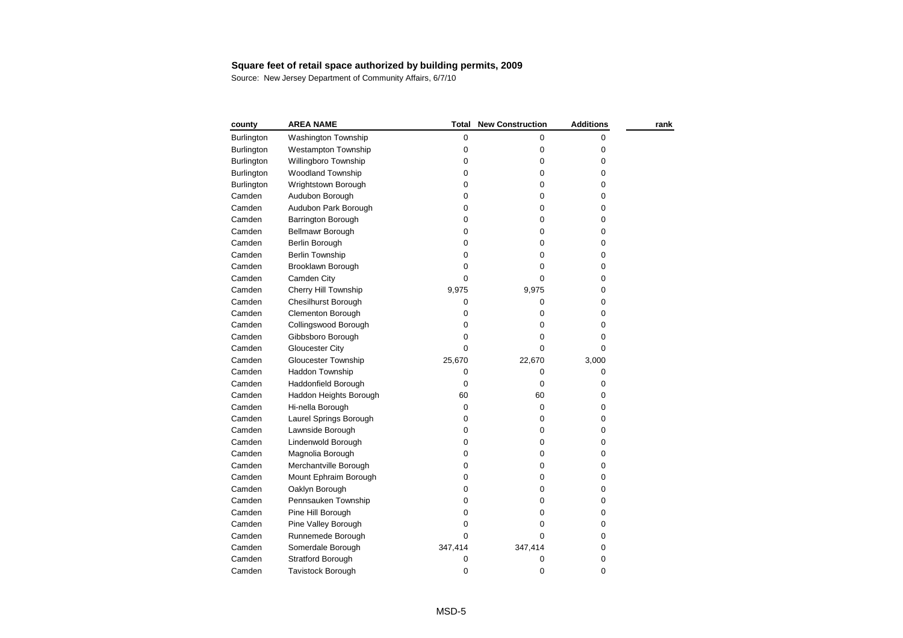**Square feet of retail space authorized by building permits, 2009**

Source: New Jersey Department of Community Affairs, 6/7/10

| county | AREA NAME | Total | New Construction | Additions | rank |
|---|---|---|---|---|---|
| Burlington | Washington Township | 0 | 0 | 0 | |
| Burlington | Westampton Township | 0 | 0 | 0 | |
| Burlington | Willingboro Township | 0 | 0 | 0 | |
| Burlington | Woodland Township | 0 | 0 | 0 | |
| Burlington | Wrightstown Borough | 0 | 0 | 0 | |
| Camden | Audubon Borough | 0 | 0 | 0 | |
| Camden | Audubon Park Borough | 0 | 0 | 0 | |
| Camden | Barrington Borough | 0 | 0 | 0 | |
| Camden | Bellmawr Borough | 0 | 0 | 0 | |
| Camden | Berlin Borough | 0 | 0 | 0 | |
| Camden | Berlin Township | 0 | 0 | 0 | |
| Camden | Brooklawn Borough | 0 | 0 | 0 | |
| Camden | Camden City | 0 | 0 | 0 | |
| Camden | Cherry Hill Township | 9,975 | 9,975 | 0 | |
| Camden | Chesilhurst Borough | 0 | 0 | 0 | |
| Camden | Clementon Borough | 0 | 0 | 0 | |
| Camden | Collingswood Borough | 0 | 0 | 0 | |
| Camden | Gibbsboro Borough | 0 | 0 | 0 | |
| Camden | Gloucester City | 0 | 0 | 0 | |
| Camden | Gloucester Township | 25,670 | 22,670 | 3,000 | |
| Camden | Haddon Township | 0 | 0 | 0 | |
| Camden | Haddonfield Borough | 0 | 0 | 0 | |
| Camden | Haddon Heights Borough | 60 | 60 | 0 | |
| Camden | Hi-nella Borough | 0 | 0 | 0 | |
| Camden | Laurel Springs Borough | 0 | 0 | 0 | |
| Camden | Lawnside Borough | 0 | 0 | 0 | |
| Camden | Lindenwold Borough | 0 | 0 | 0 | |
| Camden | Magnolia Borough | 0 | 0 | 0 | |
| Camden | Merchantville Borough | 0 | 0 | 0 | |
| Camden | Mount Ephraim Borough | 0 | 0 | 0 | |
| Camden | Oaklyn Borough | 0 | 0 | 0 | |
| Camden | Pennsauken Township | 0 | 0 | 0 | |
| Camden | Pine Hill Borough | 0 | 0 | 0 | |
| Camden | Pine Valley Borough | 0 | 0 | 0 | |
| Camden | Runnemede Borough | 0 | 0 | 0 | |
| Camden | Somerdale Borough | 347,414 | 347,414 | 0 | |
| Camden | Stratford Borough | 0 | 0 | 0 | |
| Camden | Tavistock Borough | 0 | 0 | 0 | |

MSD-5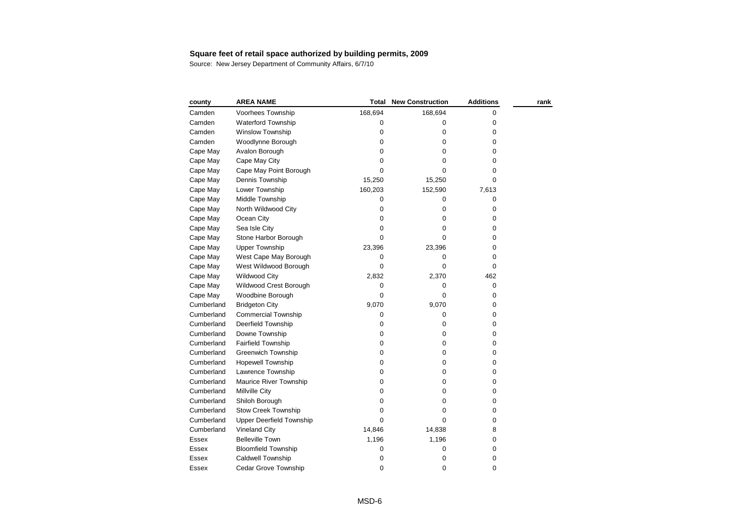**Square feet of retail space authorized by building permits, 2009**

Source: New Jersey Department of Community Affairs, 6/7/10

| county | AREA NAME | Total | New Construction | Additions | rank |
|---|---|---|---|---|---|
| Camden | Voorhees Township | 168,694 | 168,694 | 0 | |
| Camden | Waterford Township | 0 | 0 | 0 | |
| Camden | Winslow Township | 0 | 0 | 0 | |
| Camden | Woodlynne Borough | 0 | 0 | 0 | |
| Cape May | Avalon Borough | 0 | 0 | 0 | |
| Cape May | Cape May City | 0 | 0 | 0 | |
| Cape May | Cape May Point Borough | 0 | 0 | 0 | |
| Cape May | Dennis Township | 15,250 | 15,250 | 0 | |
| Cape May | Lower Township | 160,203 | 152,590 | 7,613 | |
| Cape May | Middle Township | 0 | 0 | 0 | |
| Cape May | North Wildwood City | 0 | 0 | 0 | |
| Cape May | Ocean City | 0 | 0 | 0 | |
| Cape May | Sea Isle City | 0 | 0 | 0 | |
| Cape May | Stone Harbor Borough | 0 | 0 | 0 | |
| Cape May | Upper Township | 23,396 | 23,396 | 0 | |
| Cape May | West Cape May Borough | 0 | 0 | 0 | |
| Cape May | West Wildwood Borough | 0 | 0 | 0 | |
| Cape May | Wildwood City | 2,832 | 2,370 | 462 | |
| Cape May | Wildwood Crest Borough | 0 | 0 | 0 | |
| Cape May | Woodbine Borough | 0 | 0 | 0 | |
| Cumberland | Bridgeton City | 9,070 | 9,070 | 0 | |
| Cumberland | Commercial Township | 0 | 0 | 0 | |
| Cumberland | Deerfield Township | 0 | 0 | 0 | |
| Cumberland | Downe Township | 0 | 0 | 0 | |
| Cumberland | Fairfield Township | 0 | 0 | 0 | |
| Cumberland | Greenwich Township | 0 | 0 | 0 | |
| Cumberland | Hopewell Township | 0 | 0 | 0 | |
| Cumberland | Lawrence Township | 0 | 0 | 0 | |
| Cumberland | Maurice River Township | 0 | 0 | 0 | |
| Cumberland | Millville City | 0 | 0 | 0 | |
| Cumberland | Shiloh Borough | 0 | 0 | 0 | |
| Cumberland | Stow Creek Township | 0 | 0 | 0 | |
| Cumberland | Upper Deerfield Township | 0 | 0 | 0 | |
| Cumberland | Vineland City | 14,846 | 14,838 | 8 | |
| Essex | Belleville Town | 1,196 | 1,196 | 0 | |
| Essex | Bloomfield Township | 0 | 0 | 0 | |
| Essex | Caldwell Township | 0 | 0 | 0 | |
| Essex | Cedar Grove Township | 0 | 0 | 0 | |

MSD-6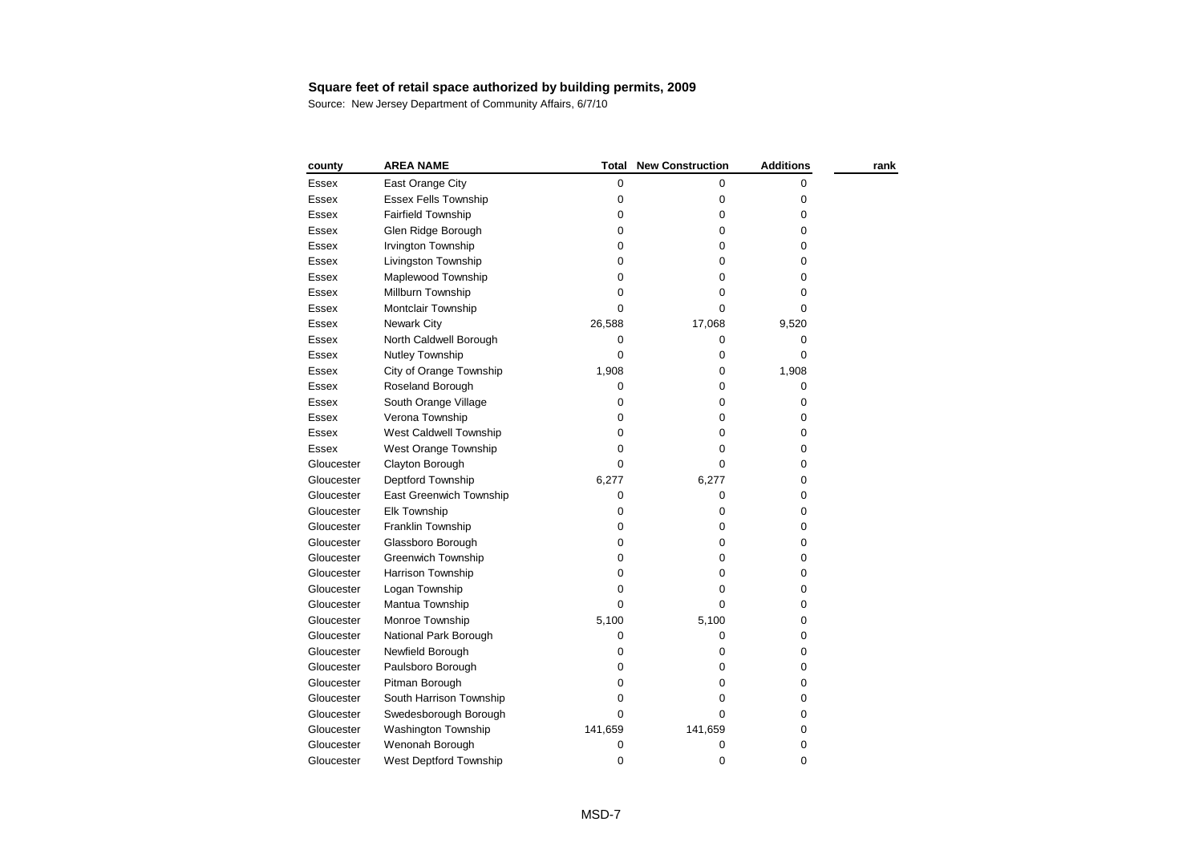**Square feet of retail space authorized by building permits, 2009**

Source: New Jersey Department of Community Affairs, 6/7/10

| county | AREA NAME | Total | New Construction | Additions | rank |
|---|---|---|---|---|---|
| Essex | East Orange City | 0 | 0 | 0 | |
| Essex | Essex Fells Township | 0 | 0 | 0 | |
| Essex | Fairfield Township | 0 | 0 | 0 | |
| Essex | Glen Ridge Borough | 0 | 0 | 0 | |
| Essex | Irvington Township | 0 | 0 | 0 | |
| Essex | Livingston Township | 0 | 0 | 0 | |
| Essex | Maplewood Township | 0 | 0 | 0 | |
| Essex | Millburn Township | 0 | 0 | 0 | |
| Essex | Montclair Township | 0 | 0 | 0 | |
| Essex | Newark City | 26,588 | 17,068 | 9,520 | |
| Essex | North Caldwell Borough | 0 | 0 | 0 | |
| Essex | Nutley Township | 0 | 0 | 0 | |
| Essex | City of Orange Township | 1,908 | 0 | 1,908 | |
| Essex | Roseland Borough | 0 | 0 | 0 | |
| Essex | South Orange Village | 0 | 0 | 0 | |
| Essex | Verona Township | 0 | 0 | 0 | |
| Essex | West Caldwell Township | 0 | 0 | 0 | |
| Essex | West Orange Township | 0 | 0 | 0 | |
| Gloucester | Clayton Borough | 0 | 0 | 0 | |
| Gloucester | Deptford Township | 6,277 | 6,277 | 0 | |
| Gloucester | East Greenwich Township | 0 | 0 | 0 | |
| Gloucester | Elk Township | 0 | 0 | 0 | |
| Gloucester | Franklin Township | 0 | 0 | 0 | |
| Gloucester | Glassboro Borough | 0 | 0 | 0 | |
| Gloucester | Greenwich Township | 0 | 0 | 0 | |
| Gloucester | Harrison Township | 0 | 0 | 0 | |
| Gloucester | Logan Township | 0 | 0 | 0 | |
| Gloucester | Mantua Township | 0 | 0 | 0 | |
| Gloucester | Monroe Township | 5,100 | 5,100 | 0 | |
| Gloucester | National Park Borough | 0 | 0 | 0 | |
| Gloucester | Newfield Borough | 0 | 0 | 0 | |
| Gloucester | Paulsboro Borough | 0 | 0 | 0 | |
| Gloucester | Pitman Borough | 0 | 0 | 0 | |
| Gloucester | South Harrison Township | 0 | 0 | 0 | |
| Gloucester | Swedesborough Borough | 0 | 0 | 0 | |
| Gloucester | Washington Township | 141,659 | 141,659 | 0 | |
| Gloucester | Wenonah Borough | 0 | 0 | 0 | |
| Gloucester | West Deptford Township | 0 | 0 | 0 | |

MSD-7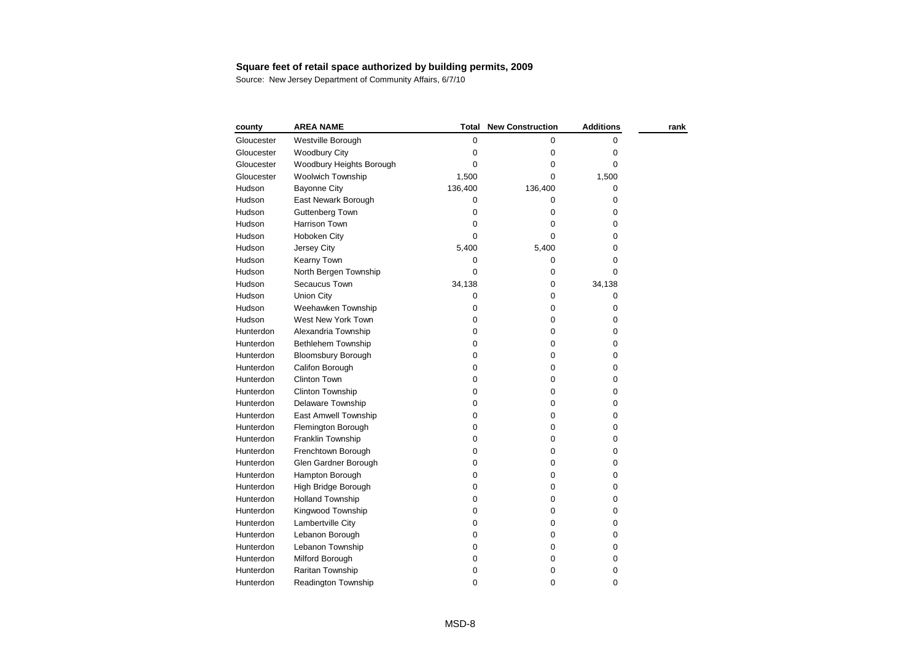**Square feet of retail space authorized by building permits, 2009**

Source: New Jersey Department of Community Affairs, 6/7/10

| county | AREA NAME | Total | New Construction | Additions | rank |
|---|---|---|---|---|---|
| Gloucester | Westville Borough | 0 | 0 | 0 | |
| Gloucester | Woodbury City | 0 | 0 | 0 | |
| Gloucester | Woodbury Heights Borough | 0 | 0 | 0 | |
| Gloucester | Woolwich Township | 1,500 | 0 | 1,500 | |
| Hudson | Bayonne City | 136,400 | 136,400 | 0 | |
| Hudson | East Newark Borough | 0 | 0 | 0 | |
| Hudson | Guttenberg Town | 0 | 0 | 0 | |
| Hudson | Harrison Town | 0 | 0 | 0 | |
| Hudson | Hoboken City | 0 | 0 | 0 | |
| Hudson | Jersey City | 5,400 | 5,400 | 0 | |
| Hudson | Kearny Town | 0 | 0 | 0 | |
| Hudson | North Bergen Township | 0 | 0 | 0 | |
| Hudson | Secaucus Town | 34,138 | 0 | 34,138 | |
| Hudson | Union City | 0 | 0 | 0 | |
| Hudson | Weehawken Township | 0 | 0 | 0 | |
| Hudson | West New York Town | 0 | 0 | 0 | |
| Hunterdon | Alexandria Township | 0 | 0 | 0 | |
| Hunterdon | Bethlehem Township | 0 | 0 | 0 | |
| Hunterdon | Bloomsbury Borough | 0 | 0 | 0 | |
| Hunterdon | Califon Borough | 0 | 0 | 0 | |
| Hunterdon | Clinton Town | 0 | 0 | 0 | |
| Hunterdon | Clinton Township | 0 | 0 | 0 | |
| Hunterdon | Delaware Township | 0 | 0 | 0 | |
| Hunterdon | East Amwell Township | 0 | 0 | 0 | |
| Hunterdon | Flemington Borough | 0 | 0 | 0 | |
| Hunterdon | Franklin Township | 0 | 0 | 0 | |
| Hunterdon | Frenchtown Borough | 0 | 0 | 0 | |
| Hunterdon | Glen Gardner Borough | 0 | 0 | 0 | |
| Hunterdon | Hampton Borough | 0 | 0 | 0 | |
| Hunterdon | High Bridge Borough | 0 | 0 | 0 | |
| Hunterdon | Holland Township | 0 | 0 | 0 | |
| Hunterdon | Kingwood Township | 0 | 0 | 0 | |
| Hunterdon | Lambertville City | 0 | 0 | 0 | |
| Hunterdon | Lebanon Borough | 0 | 0 | 0 | |
| Hunterdon | Lebanon Township | 0 | 0 | 0 | |
| Hunterdon | Milford Borough | 0 | 0 | 0 | |
| Hunterdon | Raritan Township | 0 | 0 | 0 | |
| Hunterdon | Readington Township | 0 | 0 | 0 | |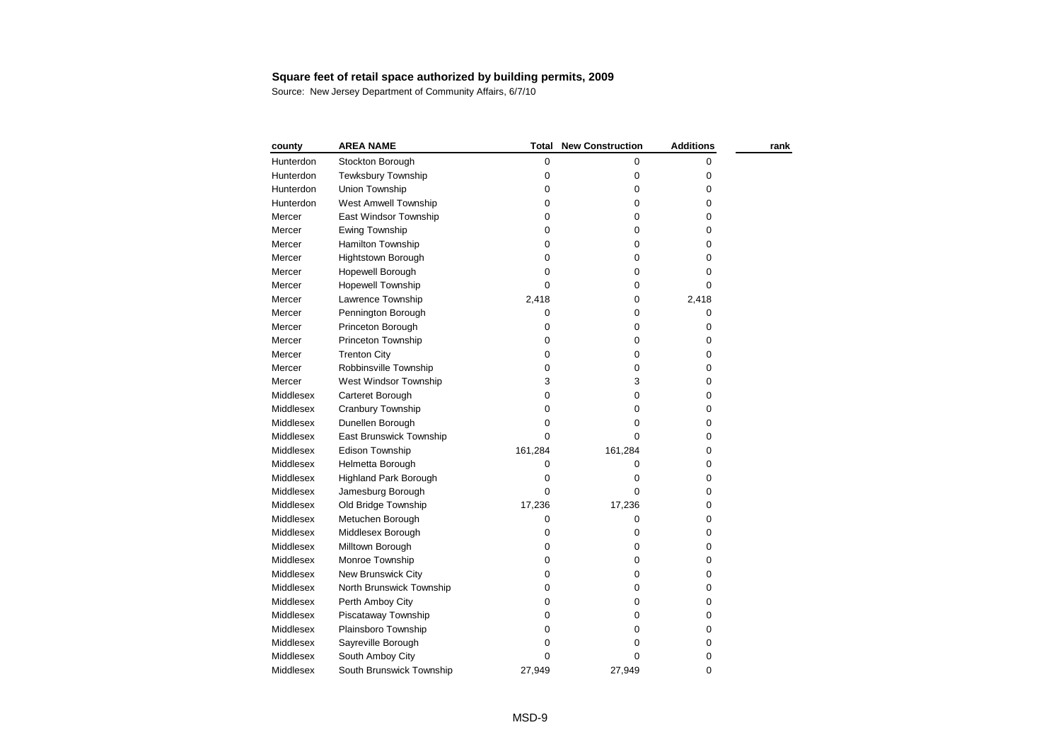**Square feet of retail space authorized by building permits, 2009**

Source: New Jersey Department of Community Affairs, 6/7/10

| county | AREA NAME | Total | New Construction | Additions | rank |
|---|---|---|---|---|---|
| Hunterdon | Stockton Borough | 0 | 0 | 0 | |
| Hunterdon | Tewksbury Township | 0 | 0 | 0 | |
| Hunterdon | Union Township | 0 | 0 | 0 | |
| Hunterdon | West Amwell Township | 0 | 0 | 0 | |
| Mercer | East Windsor Township | 0 | 0 | 0 | |
| Mercer | Ewing Township | 0 | 0 | 0 | |
| Mercer | Hamilton Township | 0 | 0 | 0 | |
| Mercer | Hightstown Borough | 0 | 0 | 0 | |
| Mercer | Hopewell Borough | 0 | 0 | 0 | |
| Mercer | Hopewell Township | 0 | 0 | 0 | |
| Mercer | Lawrence Township | 2,418 | 0 | 2,418 | |
| Mercer | Pennington Borough | 0 | 0 | 0 | |
| Mercer | Princeton Borough | 0 | 0 | 0 | |
| Mercer | Princeton Township | 0 | 0 | 0 | |
| Mercer | Trenton City | 0 | 0 | 0 | |
| Mercer | Robbinsville Township | 0 | 0 | 0 | |
| Mercer | West Windsor Township | 3 | 3 | 0 | |
| Middlesex | Carteret Borough | 0 | 0 | 0 | |
| Middlesex | Cranbury Township | 0 | 0 | 0 | |
| Middlesex | Dunellen Borough | 0 | 0 | 0 | |
| Middlesex | East Brunswick Township | 0 | 0 | 0 | |
| Middlesex | Edison Township | 161,284 | 161,284 | 0 | |
| Middlesex | Helmetta Borough | 0 | 0 | 0 | |
| Middlesex | Highland Park Borough | 0 | 0 | 0 | |
| Middlesex | Jamesburg Borough | 0 | 0 | 0 | |
| Middlesex | Old Bridge Township | 17,236 | 17,236 | 0 | |
| Middlesex | Metuchen Borough | 0 | 0 | 0 | |
| Middlesex | Middlesex Borough | 0 | 0 | 0 | |
| Middlesex | Milltown Borough | 0 | 0 | 0 | |
| Middlesex | Monroe Township | 0 | 0 | 0 | |
| Middlesex | New Brunswick City | 0 | 0 | 0 | |
| Middlesex | North Brunswick Township | 0 | 0 | 0 | |
| Middlesex | Perth Amboy City | 0 | 0 | 0 | |
| Middlesex | Piscataway Township | 0 | 0 | 0 | |
| Middlesex | Plainsboro Township | 0 | 0 | 0 | |
| Middlesex | Sayreville Borough | 0 | 0 | 0 | |
| Middlesex | South Amboy City | 0 | 0 | 0 | |
| Middlesex | South Brunswick Township | 27,949 | 27,949 | 0 | |

MSD-9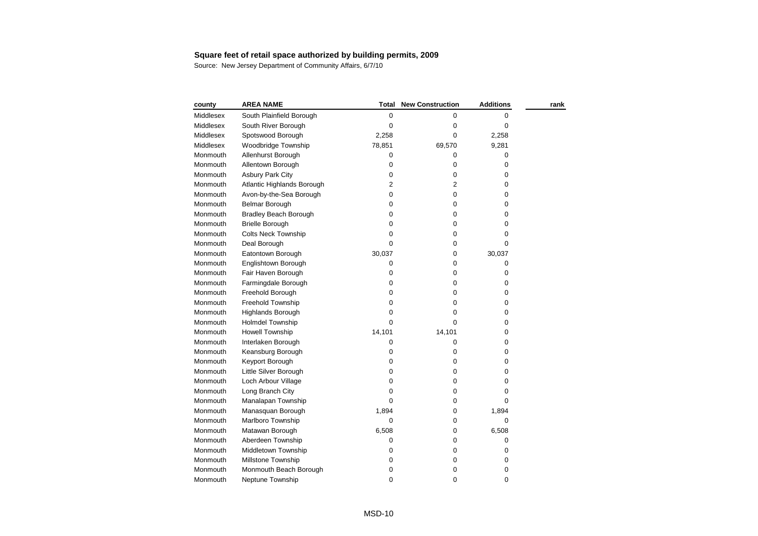**Square feet of retail space authorized by building permits, 2009**

Source: New Jersey Department of Community Affairs, 6/7/10

| county | AREA NAME | Total | New Construction | Additions | rank |
|---|---|---|---|---|---|
| Middlesex | South Plainfield Borough | 0 | 0 | 0 | |
| Middlesex | South River Borough | 0 | 0 | 0 | |
| Middlesex | Spotswood Borough | 2,258 | 0 | 2,258 | |
| Middlesex | Woodbridge Township | 78,851 | 69,570 | 9,281 | |
| Monmouth | Allenhurst Borough | 0 | 0 | 0 | |
| Monmouth | Allentown Borough | 0 | 0 | 0 | |
| Monmouth | Asbury Park City | 0 | 0 | 0 | |
| Monmouth | Atlantic Highlands Borough | 2 | 2 | 0 | |
| Monmouth | Avon-by-the-Sea Borough | 0 | 0 | 0 | |
| Monmouth | Belmar Borough | 0 | 0 | 0 | |
| Monmouth | Bradley Beach Borough | 0 | 0 | 0 | |
| Monmouth | Brielle Borough | 0 | 0 | 0 | |
| Monmouth | Colts Neck Township | 0 | 0 | 0 | |
| Monmouth | Deal Borough | 0 | 0 | 0 | |
| Monmouth | Eatontown Borough | 30,037 | 0 | 30,037 | |
| Monmouth | Englishtown Borough | 0 | 0 | 0 | |
| Monmouth | Fair Haven Borough | 0 | 0 | 0 | |
| Monmouth | Farmingdale Borough | 0 | 0 | 0 | |
| Monmouth | Freehold Borough | 0 | 0 | 0 | |
| Monmouth | Freehold Township | 0 | 0 | 0 | |
| Monmouth | Highlands Borough | 0 | 0 | 0 | |
| Monmouth | Holmdel Township | 0 | 0 | 0 | |
| Monmouth | Howell Township | 14,101 | 14,101 | 0 | |
| Monmouth | Interlaken Borough | 0 | 0 | 0 | |
| Monmouth | Keansburg Borough | 0 | 0 | 0 | |
| Monmouth | Keyport Borough | 0 | 0 | 0 | |
| Monmouth | Little Silver Borough | 0 | 0 | 0 | |
| Monmouth | Loch Arbour Village | 0 | 0 | 0 | |
| Monmouth | Long Branch City | 0 | 0 | 0 | |
| Monmouth | Manalapan Township | 0 | 0 | 0 | |
| Monmouth | Manasquan Borough | 1,894 | 0 | 1,894 | |
| Monmouth | Marlboro Township | 0 | 0 | 0 | |
| Monmouth | Matawan Borough | 6,508 | 0 | 6,508 | |
| Monmouth | Aberdeen Township | 0 | 0 | 0 | |
| Monmouth | Middletown Township | 0 | 0 | 0 | |
| Monmouth | Millstone Township | 0 | 0 | 0 | |
| Monmouth | Monmouth Beach Borough | 0 | 0 | 0 | |
| Monmouth | Neptune Township | 0 | 0 | 0 | |

MSD-10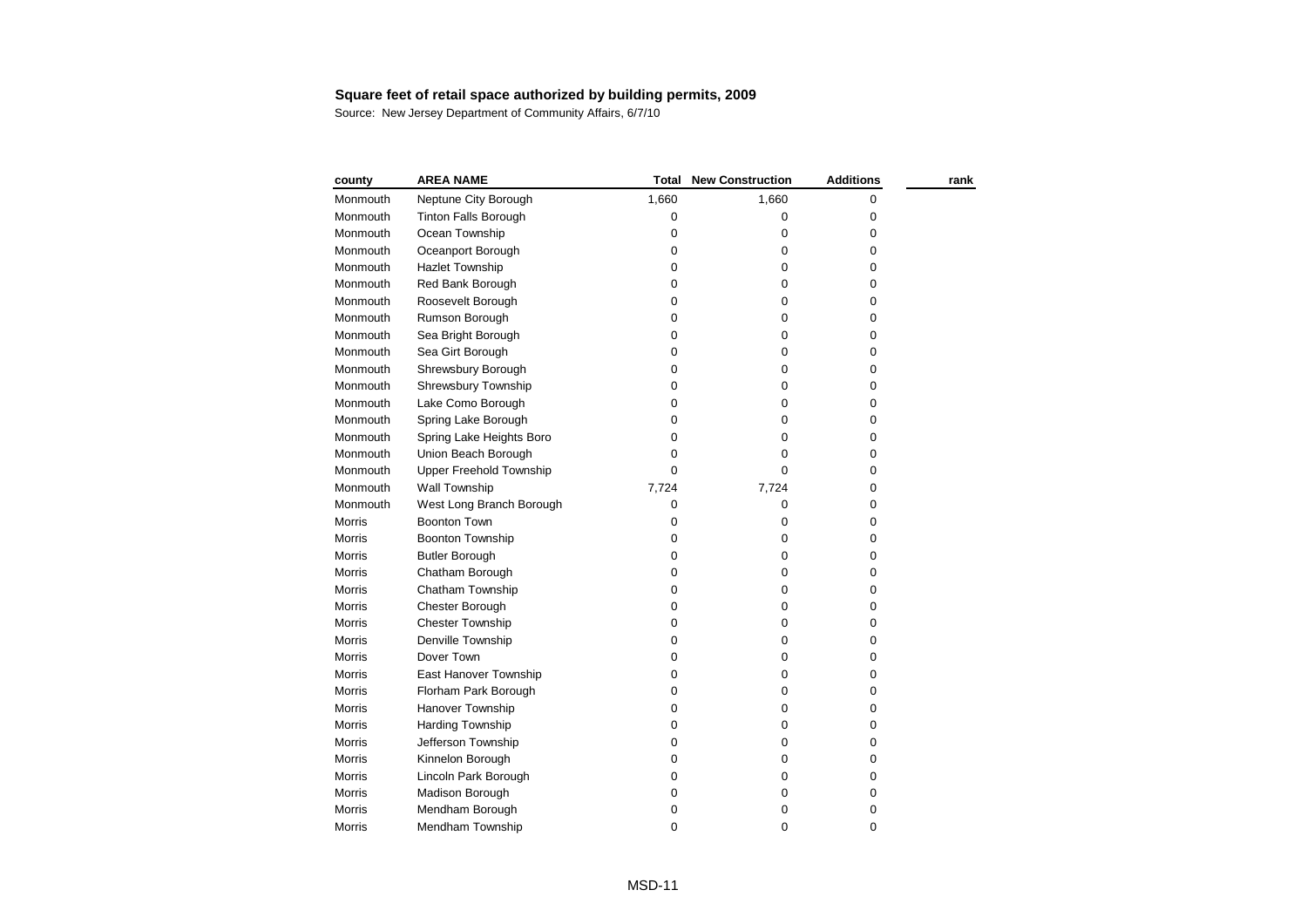**Square feet of retail space authorized by building permits, 2009**

Source: New Jersey Department of Community Affairs, 6/7/10

| county | AREA NAME | Total | New Construction | Additions | rank |
|---|---|---|---|---|---|
| Monmouth | Neptune City Borough | 1,660 | 1,660 | 0 | |
| Monmouth | Tinton Falls Borough | 0 | 0 | 0 | |
| Monmouth | Ocean Township | 0 | 0 | 0 | |
| Monmouth | Oceanport Borough | 0 | 0 | 0 | |
| Monmouth | Hazlet Township | 0 | 0 | 0 | |
| Monmouth | Red Bank Borough | 0 | 0 | 0 | |
| Monmouth | Roosevelt Borough | 0 | 0 | 0 | |
| Monmouth | Rumson Borough | 0 | 0 | 0 | |
| Monmouth | Sea Bright Borough | 0 | 0 | 0 | |
| Monmouth | Sea Girt Borough | 0 | 0 | 0 | |
| Monmouth | Shrewsbury Borough | 0 | 0 | 0 | |
| Monmouth | Shrewsbury Township | 0 | 0 | 0 | |
| Monmouth | Lake Como Borough | 0 | 0 | 0 | |
| Monmouth | Spring Lake Borough | 0 | 0 | 0 | |
| Monmouth | Spring Lake Heights Boro | 0 | 0 | 0 | |
| Monmouth | Union Beach Borough | 0 | 0 | 0 | |
| Monmouth | Upper Freehold Township | 0 | 0 | 0 | |
| Monmouth | Wall Township | 7,724 | 7,724 | 0 | |
| Monmouth | West Long Branch Borough | 0 | 0 | 0 | |
| Morris | Boonton Town | 0 | 0 | 0 | |
| Morris | Boonton Township | 0 | 0 | 0 | |
| Morris | Butler Borough | 0 | 0 | 0 | |
| Morris | Chatham Borough | 0 | 0 | 0 | |
| Morris | Chatham Township | 0 | 0 | 0 | |
| Morris | Chester Borough | 0 | 0 | 0 | |
| Morris | Chester Township | 0 | 0 | 0 | |
| Morris | Denville Township | 0 | 0 | 0 | |
| Morris | Dover Town | 0 | 0 | 0 | |
| Morris | East Hanover Township | 0 | 0 | 0 | |
| Morris | Florham Park Borough | 0 | 0 | 0 | |
| Morris | Hanover Township | 0 | 0 | 0 | |
| Morris | Harding Township | 0 | 0 | 0 | |
| Morris | Jefferson Township | 0 | 0 | 0 | |
| Morris | Kinnelon Borough | 0 | 0 | 0 | |
| Morris | Lincoln Park Borough | 0 | 0 | 0 | |
| Morris | Madison Borough | 0 | 0 | 0 | |
| Morris | Mendham Borough | 0 | 0 | 0 | |
| Morris | Mendham Township | 0 | 0 | 0 | |

MSD-11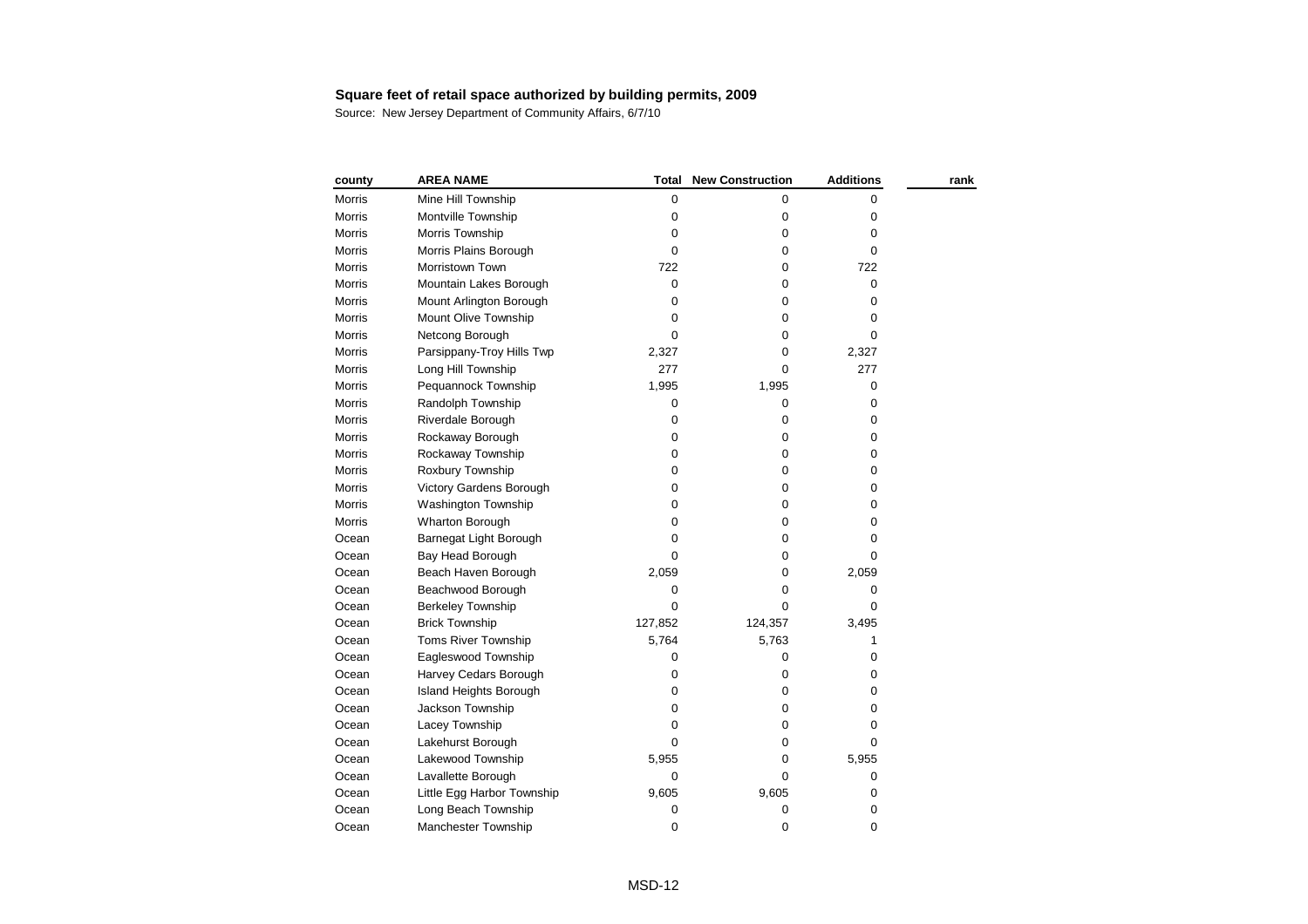**Square feet of retail space authorized by building permits, 2009**

Source: New Jersey Department of Community Affairs, 6/7/10

| county | AREA NAME | Total | New Construction | Additions | rank |
|---|---|---|---|---|---|
| Morris | Mine Hill Township | 0 | 0 | 0 | |
| Morris | Montville Township | 0 | 0 | 0 | |
| Morris | Morris Township | 0 | 0 | 0 | |
| Morris | Morris Plains Borough | 0 | 0 | 0 | |
| Morris | Morristown Town | 722 | 0 | 722 | |
| Morris | Mountain Lakes Borough | 0 | 0 | 0 | |
| Morris | Mount Arlington Borough | 0 | 0 | 0 | |
| Morris | Mount Olive Township | 0 | 0 | 0 | |
| Morris | Netcong Borough | 0 | 0 | 0 | |
| Morris | Parsippany-Troy Hills Twp | 2,327 | 0 | 2,327 | |
| Morris | Long Hill Township | 277 | 0 | 277 | |
| Morris | Pequannock Township | 1,995 | 1,995 | 0 | |
| Morris | Randolph Township | 0 | 0 | 0 | |
| Morris | Riverdale Borough | 0 | 0 | 0 | |
| Morris | Rockaway Borough | 0 | 0 | 0 | |
| Morris | Rockaway Township | 0 | 0 | 0 | |
| Morris | Roxbury Township | 0 | 0 | 0 | |
| Morris | Victory Gardens Borough | 0 | 0 | 0 | |
| Morris | Washington Township | 0 | 0 | 0 | |
| Morris | Wharton Borough | 0 | 0 | 0 | |
| Ocean | Barnegat Light Borough | 0 | 0 | 0 | |
| Ocean | Bay Head Borough | 0 | 0 | 0 | |
| Ocean | Beach Haven Borough | 2,059 | 0 | 2,059 | |
| Ocean | Beachwood Borough | 0 | 0 | 0 | |
| Ocean | Berkeley Township | 0 | 0 | 0 | |
| Ocean | Brick Township | 127,852 | 124,357 | 3,495 | |
| Ocean | Toms River Township | 5,764 | 5,763 | 1 | |
| Ocean | Eagleswood Township | 0 | 0 | 0 | |
| Ocean | Harvey Cedars Borough | 0 | 0 | 0 | |
| Ocean | Island Heights Borough | 0 | 0 | 0 | |
| Ocean | Jackson Township | 0 | 0 | 0 | |
| Ocean | Lacey Township | 0 | 0 | 0 | |
| Ocean | Lakehurst Borough | 0 | 0 | 0 | |
| Ocean | Lakewood Township | 5,955 | 0 | 5,955 | |
| Ocean | Lavallette Borough | 0 | 0 | 0 | |
| Ocean | Little Egg Harbor Township | 9,605 | 9,605 | 0 | |
| Ocean | Long Beach Township | 0 | 0 | 0 | |
| Ocean | Manchester Township | 0 | 0 | 0 | |

MSD-12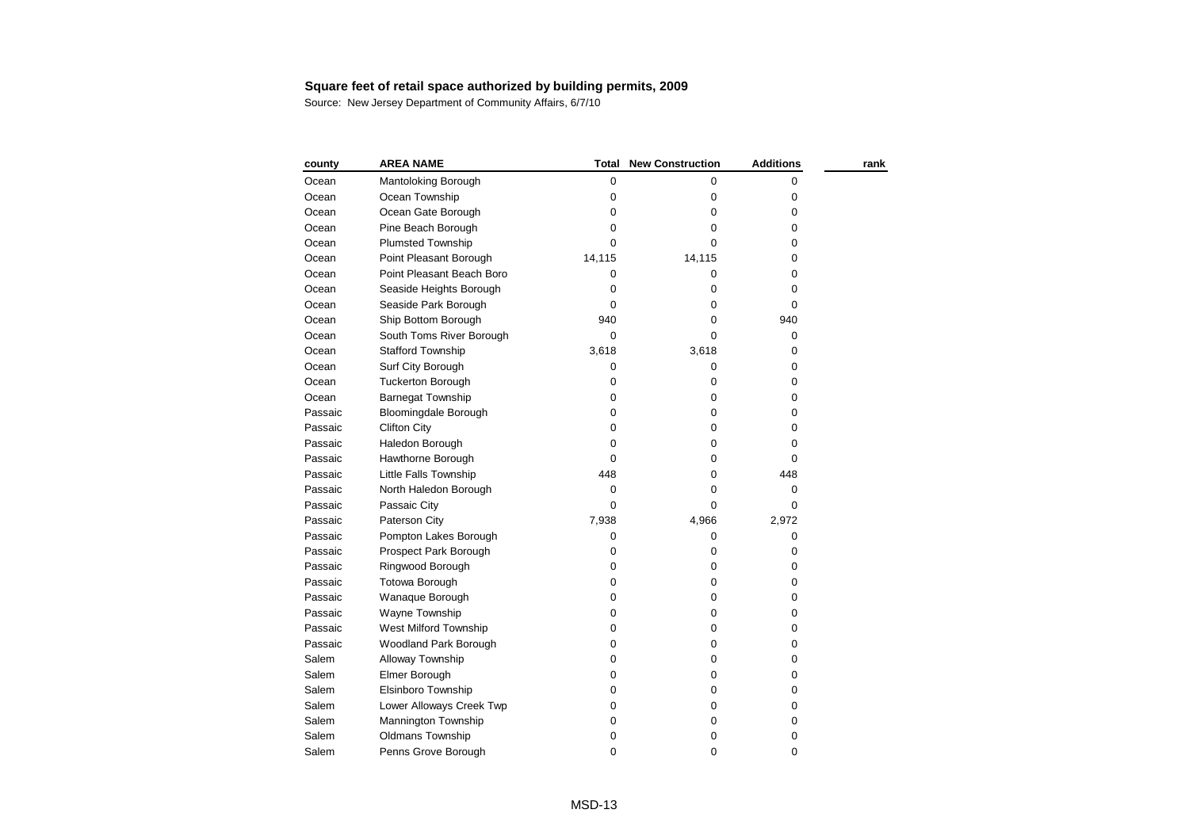**Square feet of retail space authorized by building permits, 2009**

Source: New Jersey Department of Community Affairs, 6/7/10

| county | AREA NAME | Total | New Construction | Additions | rank |
|---|---|---|---|---|---|
| Ocean | Mantoloking Borough | 0 | 0 | 0 | |
| Ocean | Ocean Township | 0 | 0 | 0 | |
| Ocean | Ocean Gate Borough | 0 | 0 | 0 | |
| Ocean | Pine Beach Borough | 0 | 0 | 0 | |
| Ocean | Plumsted Township | 0 | 0 | 0 | |
| Ocean | Point Pleasant Borough | 14,115 | 14,115 | 0 | |
| Ocean | Point Pleasant Beach Boro | 0 | 0 | 0 | |
| Ocean | Seaside Heights Borough | 0 | 0 | 0 | |
| Ocean | Seaside Park Borough | 0 | 0 | 0 | |
| Ocean | Ship Bottom Borough | 940 | 0 | 940 | |
| Ocean | South Toms River Borough | 0 | 0 | 0 | |
| Ocean | Stafford Township | 3,618 | 3,618 | 0 | |
| Ocean | Surf City Borough | 0 | 0 | 0 | |
| Ocean | Tuckerton Borough | 0 | 0 | 0 | |
| Ocean | Barnegat Township | 0 | 0 | 0 | |
| Passaic | Bloomingdale Borough | 0 | 0 | 0 | |
| Passaic | Clifton City | 0 | 0 | 0 | |
| Passaic | Haledon Borough | 0 | 0 | 0 | |
| Passaic | Hawthorne Borough | 0 | 0 | 0 | |
| Passaic | Little Falls Township | 448 | 0 | 448 | |
| Passaic | North Haledon Borough | 0 | 0 | 0 | |
| Passaic | Passaic City | 0 | 0 | 0 | |
| Passaic | Paterson City | 7,938 | 4,966 | 2,972 | |
| Passaic | Pompton Lakes Borough | 0 | 0 | 0 | |
| Passaic | Prospect Park Borough | 0 | 0 | 0 | |
| Passaic | Ringwood Borough | 0 | 0 | 0 | |
| Passaic | Totowa Borough | 0 | 0 | 0 | |
| Passaic | Wanaque Borough | 0 | 0 | 0 | |
| Passaic | Wayne Township | 0 | 0 | 0 | |
| Passaic | West Milford Township | 0 | 0 | 0 | |
| Passaic | Woodland Park Borough | 0 | 0 | 0 | |
| Salem | Alloway Township | 0 | 0 | 0 | |
| Salem | Elmer Borough | 0 | 0 | 0 | |
| Salem | Elsinboro Township | 0 | 0 | 0 | |
| Salem | Lower Alloways Creek Twp | 0 | 0 | 0 | |
| Salem | Mannington Township | 0 | 0 | 0 | |
| Salem | Oldmans Township | 0 | 0 | 0 | |
| Salem | Penns Grove Borough | 0 | 0 | 0 | |

MSD-13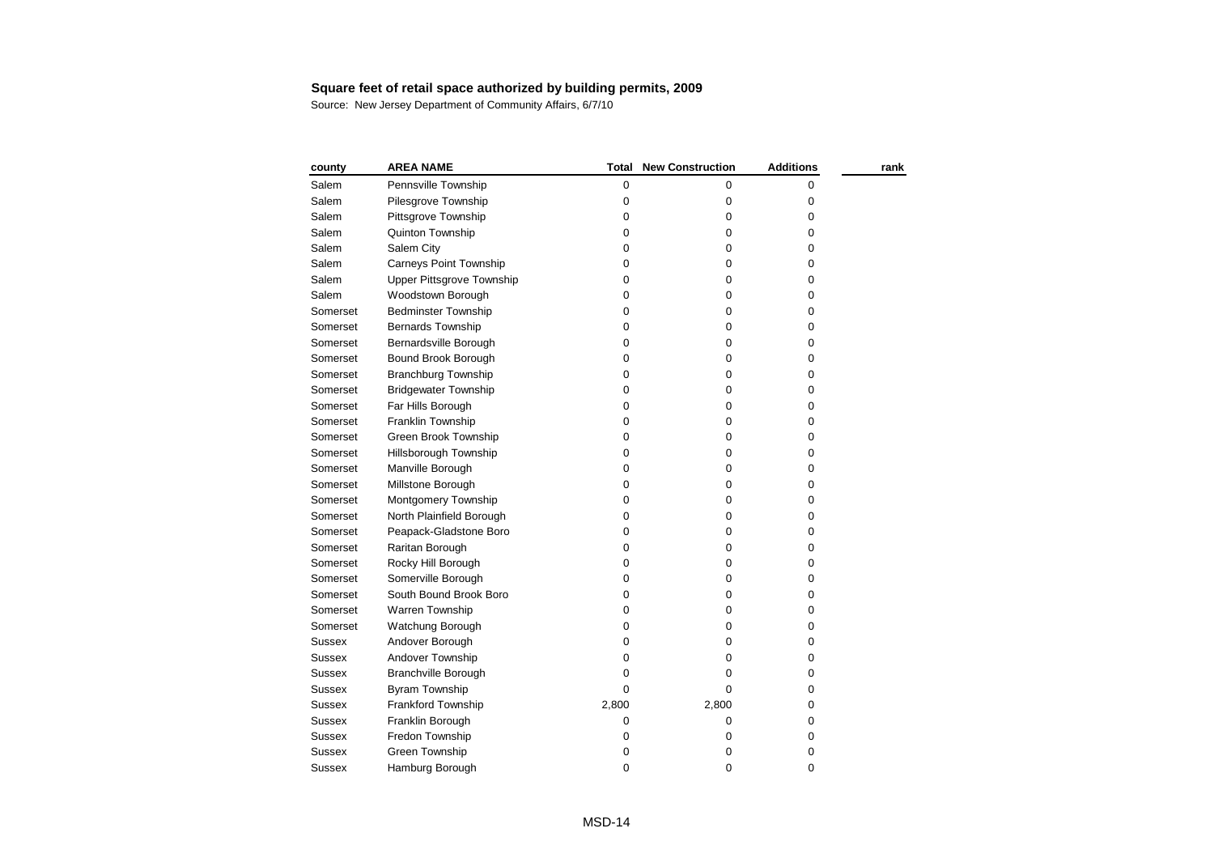**Square feet of retail space authorized by building permits, 2009**

Source: New Jersey Department of Community Affairs, 6/7/10

| county | AREA NAME | Total | New Construction | Additions | rank |
|---|---|---|---|---|---|
| Salem | Pennsville Township | 0 | 0 | 0 | |
| Salem | Pilesgrove Township | 0 | 0 | 0 | |
| Salem | Pittsgrove Township | 0 | 0 | 0 | |
| Salem | Quinton Township | 0 | 0 | 0 | |
| Salem | Salem City | 0 | 0 | 0 | |
| Salem | Carneys Point Township | 0 | 0 | 0 | |
| Salem | Upper Pittsgrove Township | 0 | 0 | 0 | |
| Salem | Woodstown Borough | 0 | 0 | 0 | |
| Somerset | Bedminster Township | 0 | 0 | 0 | |
| Somerset | Bernards Township | 0 | 0 | 0 | |
| Somerset | Bernardsville Borough | 0 | 0 | 0 | |
| Somerset | Bound Brook Borough | 0 | 0 | 0 | |
| Somerset | Branchburg Township | 0 | 0 | 0 | |
| Somerset | Bridgewater Township | 0 | 0 | 0 | |
| Somerset | Far Hills Borough | 0 | 0 | 0 | |
| Somerset | Franklin Township | 0 | 0 | 0 | |
| Somerset | Green Brook Township | 0 | 0 | 0 | |
| Somerset | Hillsborough Township | 0 | 0 | 0 | |
| Somerset | Manville Borough | 0 | 0 | 0 | |
| Somerset | Millstone Borough | 0 | 0 | 0 | |
| Somerset | Montgomery Township | 0 | 0 | 0 | |
| Somerset | North Plainfield Borough | 0 | 0 | 0 | |
| Somerset | Peapack-Gladstone Boro | 0 | 0 | 0 | |
| Somerset | Raritan Borough | 0 | 0 | 0 | |
| Somerset | Rocky Hill Borough | 0 | 0 | 0 | |
| Somerset | Somerville Borough | 0 | 0 | 0 | |
| Somerset | South Bound Brook Boro | 0 | 0 | 0 | |
| Somerset | Warren Township | 0 | 0 | 0 | |
| Somerset | Watchung Borough | 0 | 0 | 0 | |
| Sussex | Andover Borough | 0 | 0 | 0 | |
| Sussex | Andover Township | 0 | 0 | 0 | |
| Sussex | Branchville Borough | 0 | 0 | 0 | |
| Sussex | Byram Township | 0 | 0 | 0 | |
| Sussex | Frankford Township | 2,800 | 2,800 | 0 | |
| Sussex | Franklin Borough | 0 | 0 | 0 | |
| Sussex | Fredon Township | 0 | 0 | 0 | |
| Sussex | Green Township | 0 | 0 | 0 | |
| Sussex | Hamburg Borough | 0 | 0 | 0 | |

MSD-14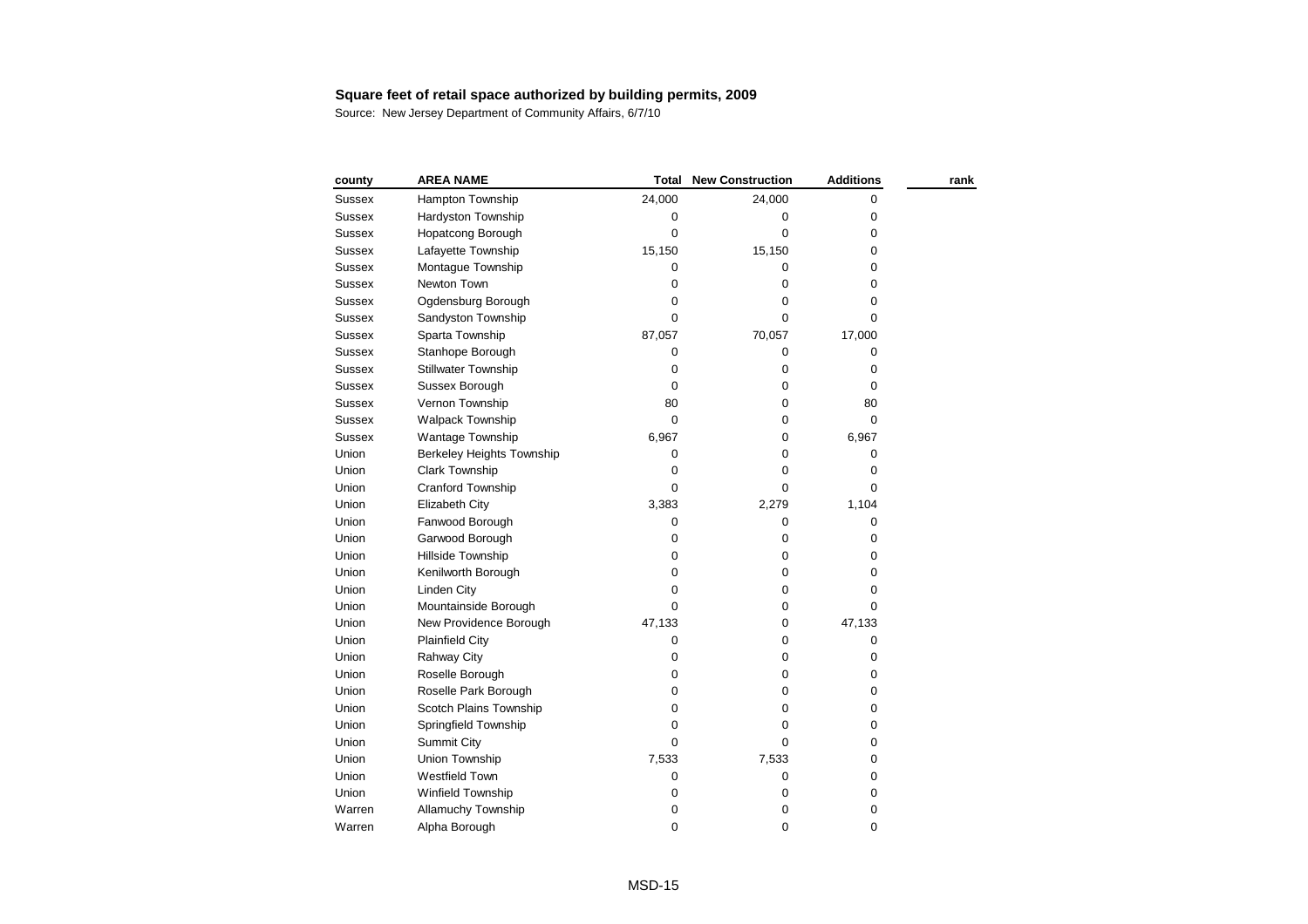**Square feet of retail space authorized by building permits, 2009**

Source: New Jersey Department of Community Affairs, 6/7/10

| county | AREA NAME | Total | New Construction | Additions | rank |
|---|---|---|---|---|---|
| Sussex | Hampton Township | 24,000 | 24,000 | 0 | |
| Sussex | Hardyston Township | 0 | 0 | 0 | |
| Sussex | Hopatcong Borough | 0 | 0 | 0 | |
| Sussex | Lafayette Township | 15,150 | 15,150 | 0 | |
| Sussex | Montague Township | 0 | 0 | 0 | |
| Sussex | Newton Town | 0 | 0 | 0 | |
| Sussex | Ogdensburg Borough | 0 | 0 | 0 | |
| Sussex | Sandyston Township | 0 | 0 | 0 | |
| Sussex | Sparta Township | 87,057 | 70,057 | 17,000 | |
| Sussex | Stanhope Borough | 0 | 0 | 0 | |
| Sussex | Stillwater Township | 0 | 0 | 0 | |
| Sussex | Sussex Borough | 0 | 0 | 0 | |
| Sussex | Vernon Township | 80 | 0 | 80 | |
| Sussex | Walpack Township | 0 | 0 | 0 | |
| Sussex | Wantage Township | 6,967 | 0 | 6,967 | |
| Union | Berkeley Heights Township | 0 | 0 | 0 | |
| Union | Clark Township | 0 | 0 | 0 | |
| Union | Cranford Township | 0 | 0 | 0 | |
| Union | Elizabeth City | 3,383 | 2,279 | 1,104 | |
| Union | Fanwood Borough | 0 | 0 | 0 | |
| Union | Garwood Borough | 0 | 0 | 0 | |
| Union | Hillside Township | 0 | 0 | 0 | |
| Union | Kenilworth Borough | 0 | 0 | 0 | |
| Union | Linden City | 0 | 0 | 0 | |
| Union | Mountainside Borough | 0 | 0 | 0 | |
| Union | New Providence Borough | 47,133 | 0 | 47,133 | |
| Union | Plainfield City | 0 | 0 | 0 | |
| Union | Rahway City | 0 | 0 | 0 | |
| Union | Roselle Borough | 0 | 0 | 0 | |
| Union | Roselle Park Borough | 0 | 0 | 0 | |
| Union | Scotch Plains Township | 0 | 0 | 0 | |
| Union | Springfield Township | 0 | 0 | 0 | |
| Union | Summit City | 0 | 0 | 0 | |
| Union | Union Township | 7,533 | 7,533 | 0 | |
| Union | Westfield Town | 0 | 0 | 0 | |
| Union | Winfield Township | 0 | 0 | 0 | |
| Warren | Allamuchy Township | 0 | 0 | 0 | |
| Warren | Alpha Borough | 0 | 0 | 0 | |

MSD-15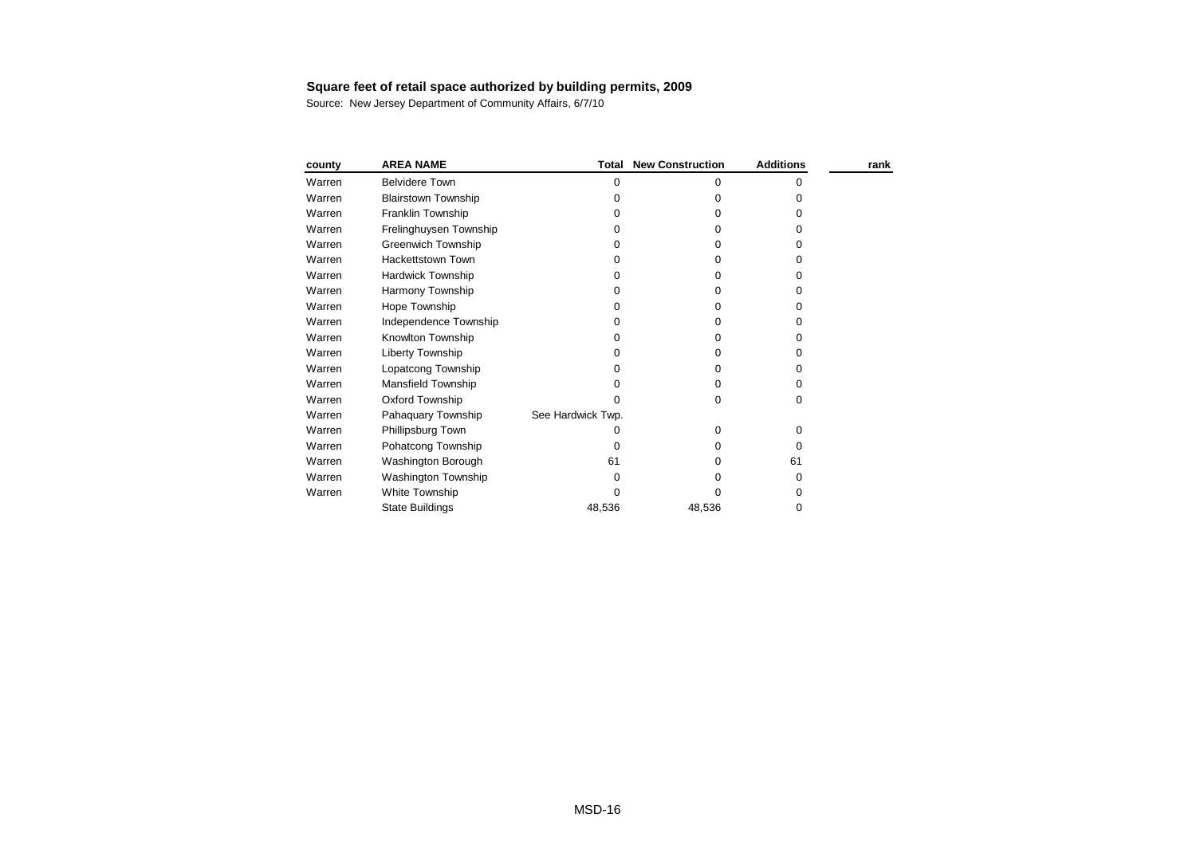**Square feet of retail space authorized by building permits, 2009**

Source: New Jersey Department of Community Affairs, 6/7/10

| county | AREA NAME | Total | New Construction | Additions | rank |
|---|---|---|---|---|---|
| Warren | Belvidere Town | 0 | 0 | 0 | |
| Warren | Blairstown Township | 0 | 0 | 0 | |
| Warren | Franklin Township | 0 | 0 | 0 | |
| Warren | Frelinghuysen Township | 0 | 0 | 0 | |
| Warren | Greenwich Township | 0 | 0 | 0 | |
| Warren | Hackettstown Town | 0 | 0 | 0 | |
| Warren | Hardwick Township | 0 | 0 | 0 | |
| Warren | Harmony Township | 0 | 0 | 0 | |
| Warren | Hope Township | 0 | 0 | 0 | |
| Warren | Independence Township | 0 | 0 | 0 | |
| Warren | Knowlton Township | 0 | 0 | 0 | |
| Warren | Liberty Township | 0 | 0 | 0 | |
| Warren | Lopatcong Township | 0 | 0 | 0 | |
| Warren | Mansfield Township | 0 | 0 | 0 | |
| Warren | Oxford Township | 0 | 0 | 0 | |
| Warren | Pahaquary Township | See Hardwick Twp. | | | |
| Warren | Phillipsburg Town | 0 | 0 | 0 | |
| Warren | Pohatcong Township | 0 | 0 | 0 | |
| Warren | Washington Borough | 61 | 0 | 61 | |
| Warren | Washington Township | 0 | 0 | 0 | |
| Warren | White Township | 0 | 0 | 0 | |
| | State Buildings | 48,536 | 48,536 | 0 | |

MSD-16